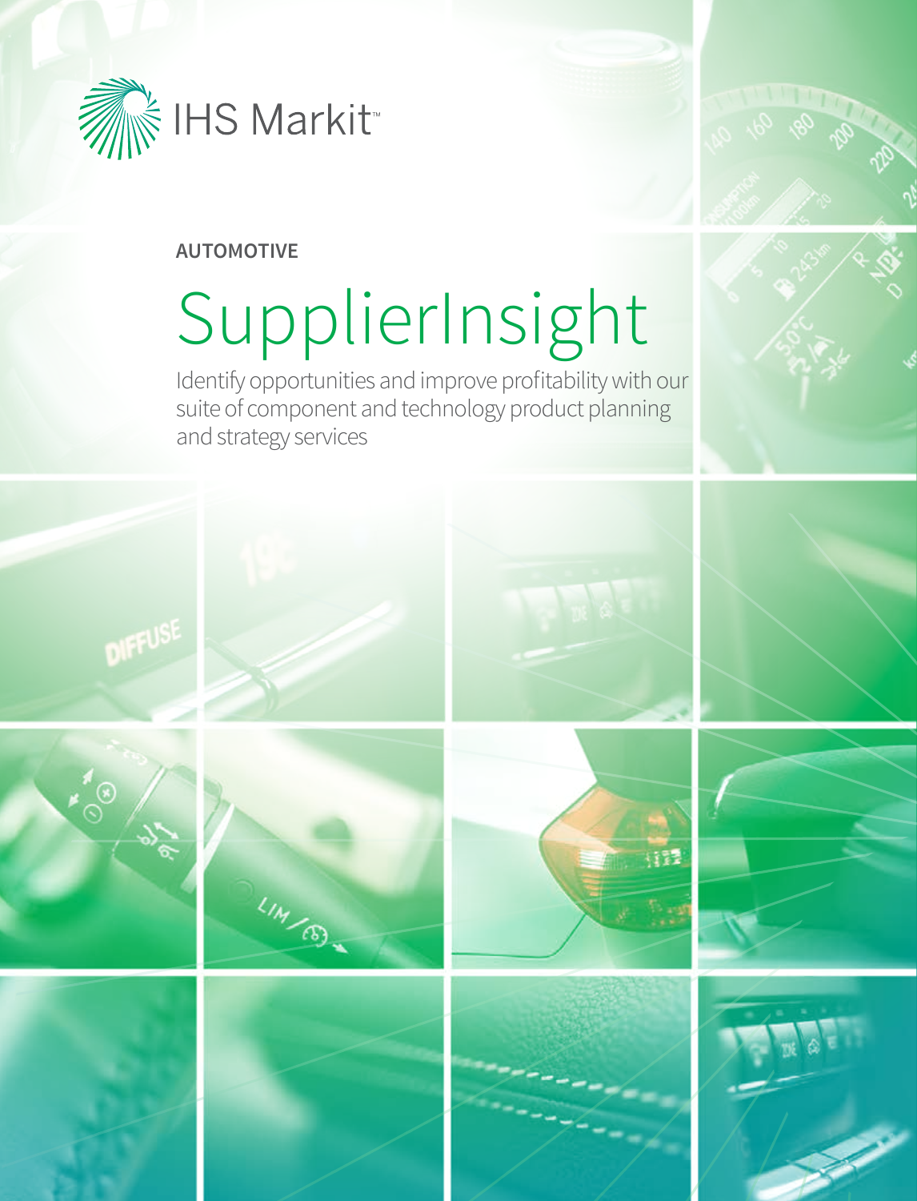IHS Markit™

**AUTOMOTIVE**

# SupplierInsight

Identify opportunities and improve profitability with our suite of component and technology product planning and strategy services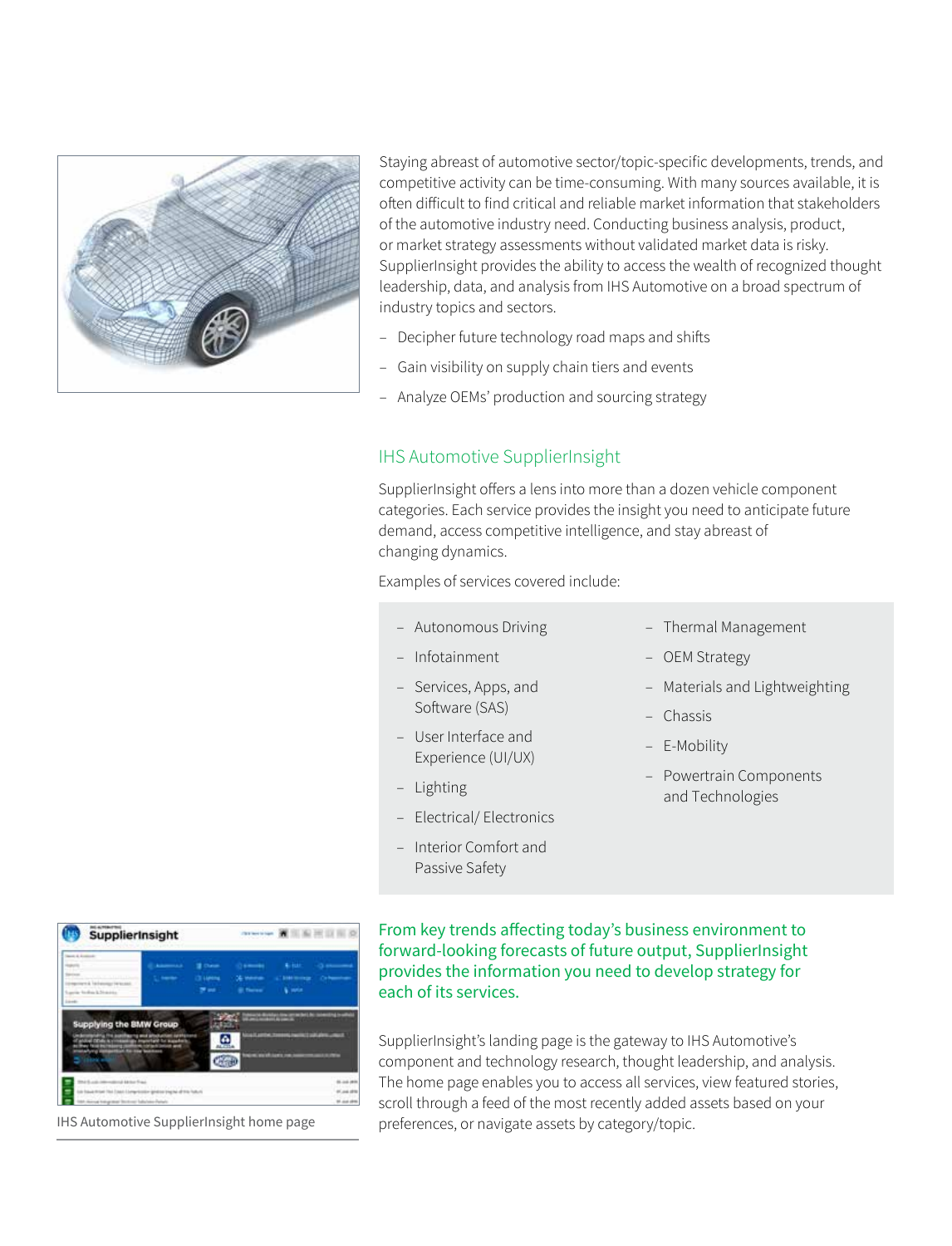Staying abreast of automotive sector/topic-specific developments, trends, and competitive activity can be time-consuming. With many sources available, it is often difficult to find critical and reliable market information that stakeholders of the automotive industry need. Conducting business analysis, product, or market strategy assessments without validated market data is risky. SupplierInsight provides the ability to access the wealth of recognized thought leadership, data, and analysis from IHS Automotive on a broad spectrum of industry topics and sectors.

- Decipher future technology road maps and shifts
- Gain visibility on supply chain tiers and events
- Analyze OEMs' production and sourcing strategy

## IHS Automotive SupplierInsight

SupplierInsight offers a lens into more than a dozen vehicle component categories. Each service provides the insight you need to anticipate future demand, access competitive intelligence, and stay abreast of changing dynamics.

Examples of services covered include:

- Autonomous Driving
- Infotainment
- Services, Apps, and Software (SAS)
- User Interface and Experience (UI/UX)
- Lighting
- Electrical/ Electronics
- Interior Comfort and Passive Safety
- Thermal Management
- OEM Strategy
- Materials and Lightweighting
- Chassis
- E-Mobility
- Powertrain Components and Technologies

**From key trends affecting today's business environment to forward-looking forecasts of future output, SupplierInsight provides the information you need to develop strategy for each of its services.**

IHS Automotive SupplierInsight home page

SupplierInsight's landing page is the gateway to IHS Automotive's component and technology research, thought leadership, and analysis. The home page enables you to access all services, view featured stories, scroll through a feed of the most recently added assets based on your preferences, or navigate assets by category/topic.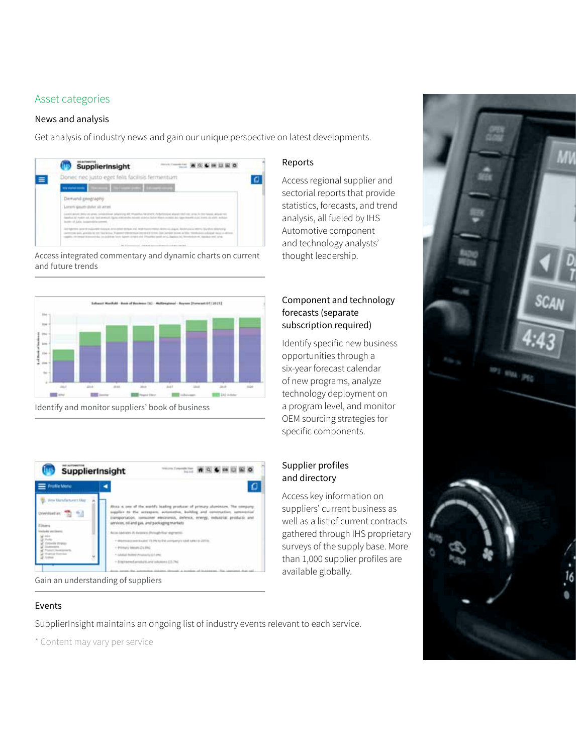## Asset categories

### News and analysis

Get analysis of industry news and gain our unique perspective on latest developments.

Access integrated commentary and dynamic charts on current and future trends

### Reports

Access regional supplier and sectorial reports that provide statistics, forecasts, and trend analysis, all fueled by IHS Automotive component and technology analysts' thought leadership.

Identify and monitor suppliers' book of business

### Component and technology forecasts (separate subscription required)

Identify specific new business opportunities through a six-year forecast calendar of new programs, analyze technology deployment on a program level, and monitor OEM sourcing strategies for specific components.

Gain an understanding of suppliers

### Supplier profiles and directory

Access key information on suppliers' current business as well as a list of current contracts gathered through IHS proprietary surveys of the supply base. More than 1,000 supplier profiles are available globally.

### Events

SupplierInsight maintains an ongoing list of industry events relevant to each service.

* Content may vary per service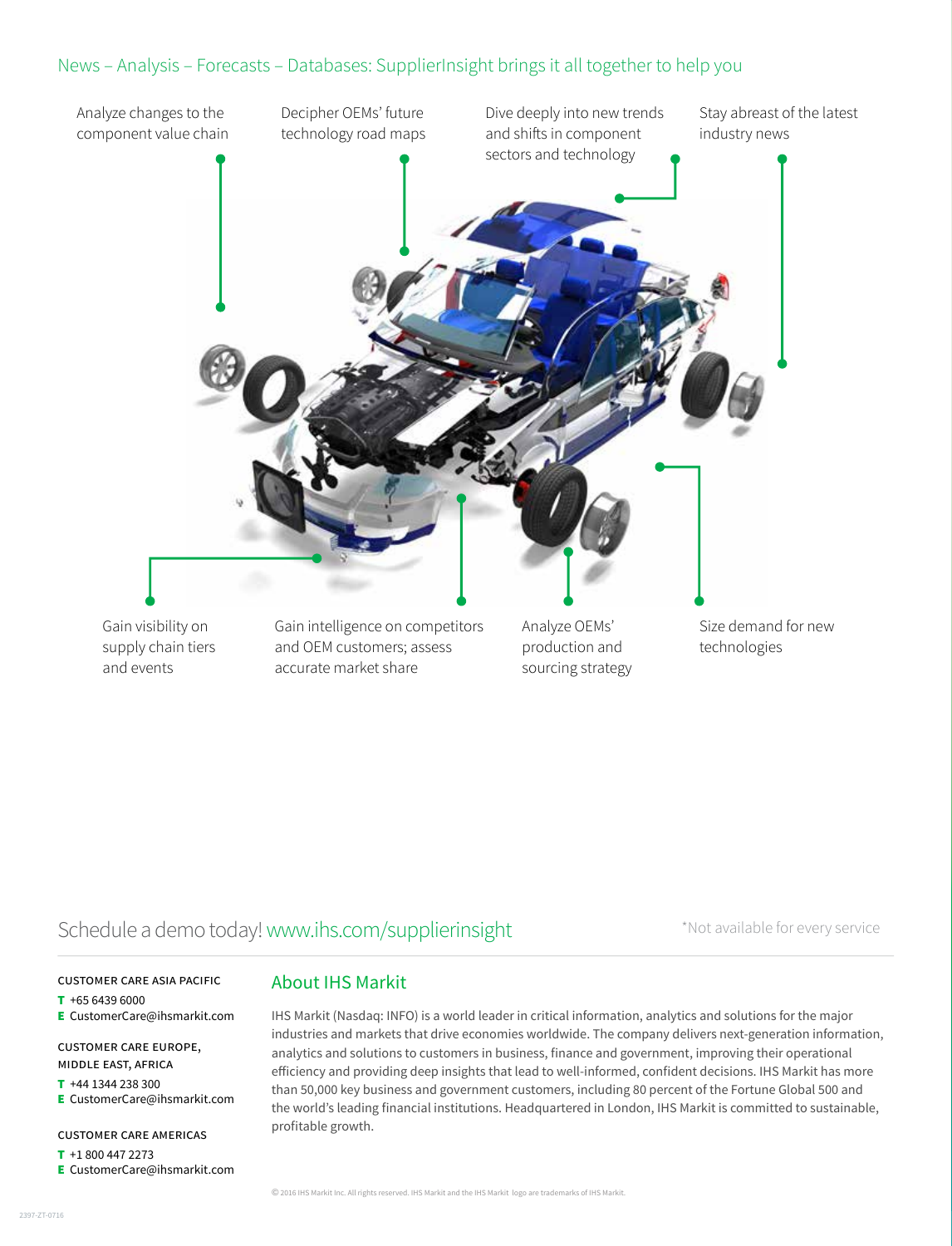## News – Analysis – Forecasts – Databases: SupplierInsight brings it all together to help you

Analyze changes to the component value chain

Decipher OEMs' future technology road maps

Dive deeply into new trends and shifts in component sectors and technology

Stay abreast of the latest industry news

Gain visibility on supply chain tiers and events

Gain intelligence on competitors and OEM customers; assess accurate market share

Analyze OEMs' production and sourcing strategy

Size demand for new technologies

## Schedule a demo today! www.ihs.com/supplierinsight

*Not available for every service

**CUSTOMER CARE ASIA PACIFIC**
**T** +65 6439 6000
**E** CustomerCare@ihsmarkit.com

**CUSTOMER CARE EUROPE, MIDDLE EAST, AFRICA**
**T** +44 1344 238 300
**E** CustomerCare@ihsmarkit.com

**CUSTOMER CARE AMERICAS**
**T** +1 800 447 2273
**E** CustomerCare@ihsmarkit.com

### About IHS Markit

IHS Markit (Nasdaq: INFO) is a world leader in critical information, analytics and solutions for the major industries and markets that drive economies worldwide. The company delivers next-generation information, analytics and solutions to customers in business, finance and government, improving their operational efficiency and providing deep insights that lead to well-informed, confident decisions. IHS Markit has more than 50,000 key business and government customers, including 80 percent of the Fortune Global 500 and the world's leading financial institutions. Headquartered in London, IHS Markit is committed to sustainable, profitable growth.

© 2016 IHS Markit Inc. All rights reserved. IHS Markit and the IHS Markit logo are trademarks of IHS Markit.

2397-ZT-0716